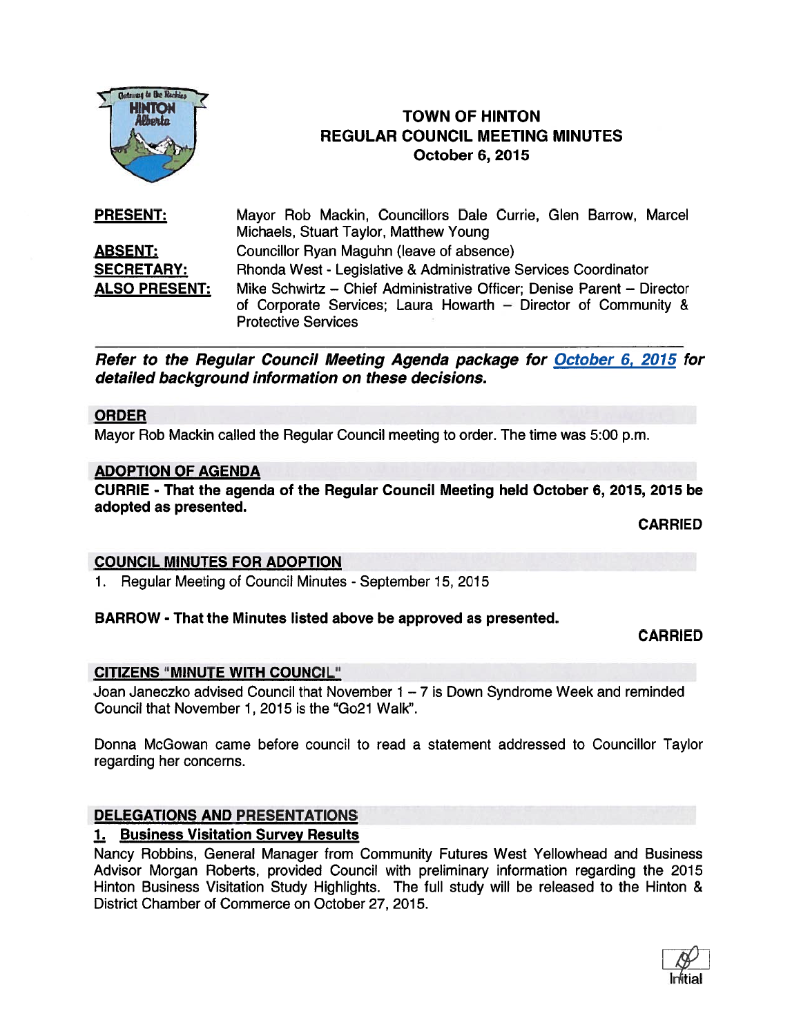# TOWN OF HINTON
## REGULAR COUNCIL MEETING MINUTES
### October 6, 2015

**PRESENT:** Mayor Rob Mackin, Councillors Dale Currie, Glen Barrow, Marcel Michaels, Stuart Taylor, Matthew Young

**ABSENT:** Councillor Ryan Maguhn (leave of absence)

**SECRETARY:** Rhonda West - Legislative & Administrative Services Coordinator

**ALSO PRESENT:** Mike Schwirtz – Chief Administrative Officer; Denise Parent – Director of Corporate Services; Laura Howarth – Director of Community & Protective Services

---

***Refer to the Regular Council Meeting Agenda package for October 6, 2015 for detailed background information on these decisions.***

## ORDER

Mayor Rob Mackin called the Regular Council meeting to order. The time was 5:00 p.m.

## ADOPTION OF AGENDA

**CURRIE - That the agenda of the Regular Council Meeting held October 6, 2015, 2015 be adopted as presented.**

**CARRIED**

## COUNCIL MINUTES FOR ADOPTION

1. Regular Meeting of Council Minutes - September 15, 2015

**BARROW - That the Minutes listed above be approved as presented.**

**CARRIED**

## CITIZENS "MINUTE WITH COUNCIL"

Joan Janeczko advised Council that November 1 – 7 is Down Syndrome Week and reminded Council that November 1, 2015 is the "Go21 Walk".

Donna McGowan came before council to read a statement addressed to Councillor Taylor regarding her concerns.

## DELEGATIONS AND PRESENTATIONS

### 1. Business Visitation Survey Results

Nancy Robbins, General Manager from Community Futures West Yellowhead and Business Advisor Morgan Roberts, provided Council with preliminary information regarding the 2015 Hinton Business Visitation Study Highlights. The full study will be released to the Hinton & District Chamber of Commerce on October 27, 2015.

Initial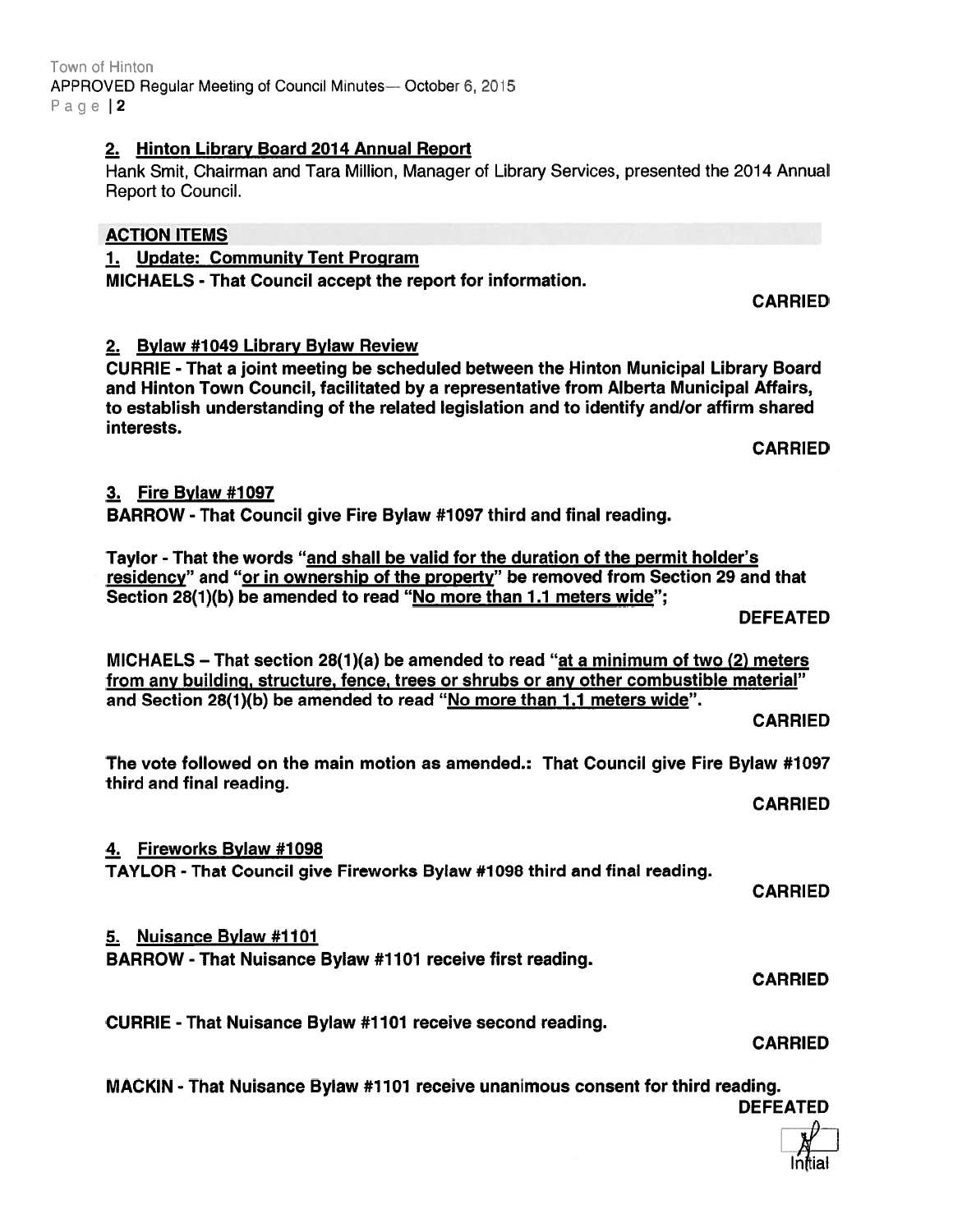## 2. Hinton Library Board 2014 Annual Report

Hank Smit, Chairman and Tara Million, Manager of Library Services, presented the 2014 Annual Report to Council.

## ACTION ITEMS

### 1. Update: Community Tent Program

**MICHAELS - That Council accept the report for information.**

**CARRIED**

### 2. Bylaw #1049 Library Bylaw Review

**CURRIE - That a joint meeting be scheduled between the Hinton Municipal Library Board and Hinton Town Council, facilitated by a representative from Alberta Municipal Affairs, to establish understanding of the related legislation and to identify and/or affirm shared interests.**

**CARRIED**

### 3. Fire Bylaw #1097

**BARROW - That Council give Fire Bylaw #1097 third and final reading.**

**Taylor - That the words "and shall be valid for the duration of the permit holder's residency" and "or in ownership of the property" be removed from Section 29 and that Section 28(1)(b) be amended to read "No more than 1.1 meters wide";**

**DEFEATED**

**MICHAELS – That section 28(1)(a) be amended to read "at a minimum of two (2) meters from any building, structure, fence, trees or shrubs or any other combustible material" and Section 28(1)(b) be amended to read "No more than 1.1 meters wide".**

**CARRIED**

The vote followed on the main motion as amended.: That Council give Fire Bylaw #1097 third and final reading.

**CARRIED**

### 4. Fireworks Bylaw #1098

**TAYLOR - That Council give Fireworks Bylaw #1098 third and final reading.**

**CARRIED**

### 5. Nuisance Bylaw #1101

**BARROW - That Nuisance Bylaw #1101 receive first reading.**

**CARRIED**

**CURRIE - That Nuisance Bylaw #1101 receive second reading.**

**CARRIED**

**MACKIN - That Nuisance Bylaw #1101 receive unanimous consent for third reading.**

**DEFEATED**

Initial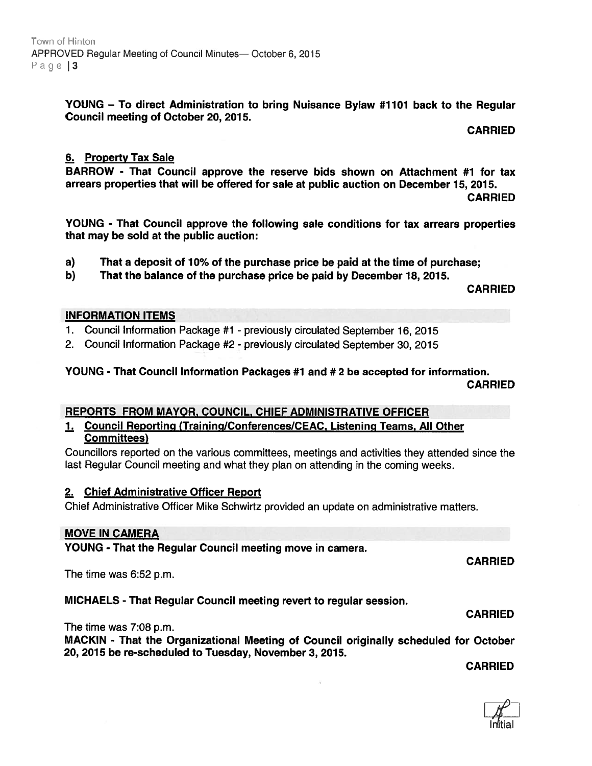**YOUNG – To direct Administration to bring Nuisance Bylaw #1101 back to the Regular Council meeting of October 20, 2015.**

**CARRIED**

### 6. Property Tax Sale

**BARROW - That Council approve the reserve bids shown on Attachment #1 for tax arrears properties that will be offered for sale at public auction on December 15, 2015.**

**CARRIED**

**YOUNG - That Council approve the following sale conditions for tax arrears properties that may be sold at the public auction:**

**a) That a deposit of 10% of the purchase price be paid at the time of purchase;**

**b) That the balance of the purchase price be paid by December 18, 2015.**

**CARRIED**

## INFORMATION ITEMS

1. Council Information Package #1 - previously circulated September 16, 2015
2. Council Information Package #2 - previously circulated September 30, 2015

**YOUNG - That Council Information Packages #1 and # 2 be accepted for information.**

**CARRIED**

## REPORTS FROM MAYOR, COUNCIL, CHIEF ADMINISTRATIVE OFFICER

### 1. Council Reporting (Training/Conferences/CEAC, Listening Teams, All Other Committees)

Councillors reported on the various committees, meetings and activities they attended since the last Regular Council meeting and what they plan on attending in the coming weeks.

### 2. Chief Administrative Officer Report

Chief Administrative Officer Mike Schwirtz provided an update on administrative matters.

## MOVE IN CAMERA

**YOUNG - That the Regular Council meeting move in camera.**

**CARRIED**

The time was 6:52 p.m.

**MICHAELS - That Regular Council meeting revert to regular session.**

**CARRIED**

The time was 7:08 p.m.

**MACKIN - That the Organizational Meeting of Council originally scheduled for October 20, 2015 be re-scheduled to Tuesday, November 3, 2015.**

**CARRIED**

Initial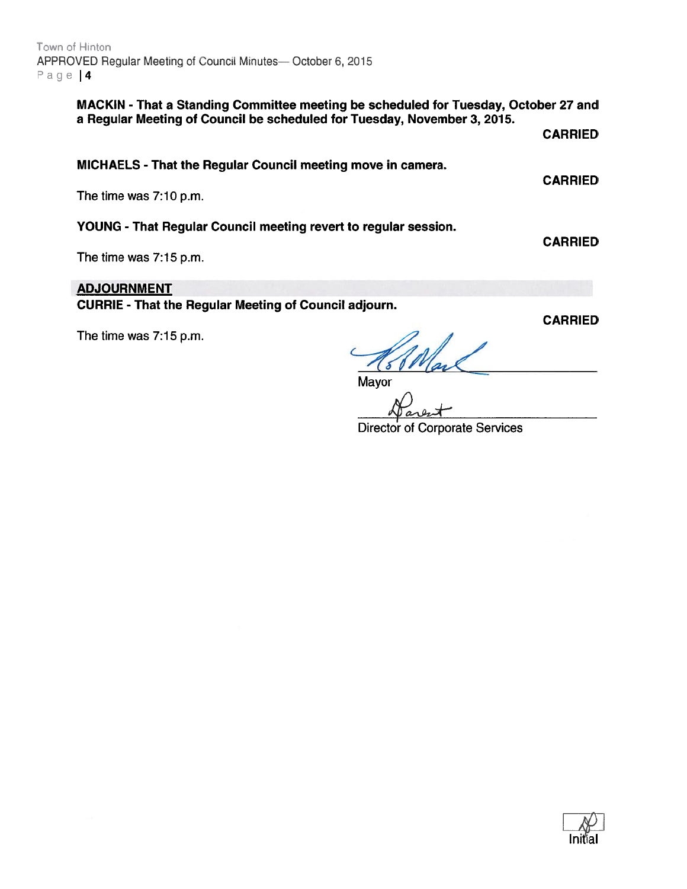**MACKIN - That a Standing Committee meeting be scheduled for Tuesday, October 27 and a Regular Meeting of Council be scheduled for Tuesday, November 3, 2015.**

**CARRIED**

**MICHAELS - That the Regular Council meeting move in camera.**

**CARRIED**

The time was 7:10 p.m.

**YOUNG - That Regular Council meeting revert to regular session.**

**CARRIED**

The time was 7:15 p.m.

## ADJOURNMENT

**CURRIE - That the Regular Meeting of Council adjourn.**

**CARRIED**

The time was 7:15 p.m.

Mayor

Director of Corporate Services

Initial